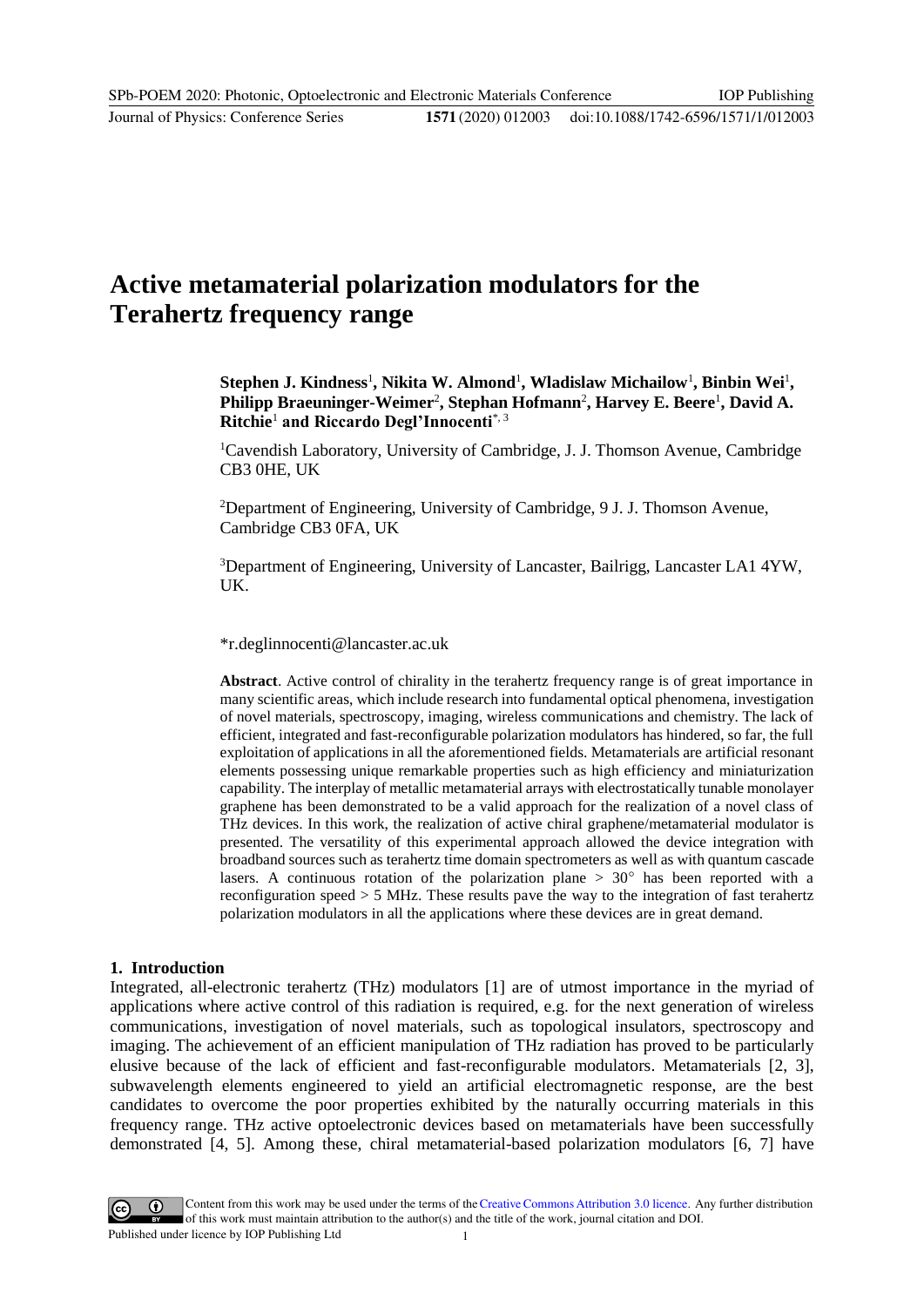# Active metamaterial polarization modulators for the Terahertz frequency range

**Stephen J. Kindness**[1]**, Nikita W. Almond**[1]**, Wladislaw Michailow**[1]**, Binbin Wei**[1]**, Philipp Braeuninger-Weimer**[2]**, Stephan Hofmann**[2]**, Harvey E. Beere**[1]**, David A. Ritchie**[1] **and Riccardo Degl'Innocenti**[*, 3]

[1]Cavendish Laboratory, University of Cambridge, J. J. Thomson Avenue, Cambridge CB3 0HE, UK

[2]Department of Engineering, University of Cambridge, 9 J. J. Thomson Avenue, Cambridge CB3 0FA, UK

[3]Department of Engineering, University of Lancaster, Bailrigg, Lancaster LA1 4YW, UK.

*r.deglinnocenti@lancaster.ac.uk

**Abstract**. Active control of chirality in the terahertz frequency range is of great importance in many scientific areas, which include research into fundamental optical phenomena, investigation of novel materials, spectroscopy, imaging, wireless communications and chemistry. The lack of efficient, integrated and fast-reconfigurable polarization modulators has hindered, so far, the full exploitation of applications in all the aforementioned fields. Metamaterials are artificial resonant elements possessing unique remarkable properties such as high efficiency and miniaturization capability. The interplay of metallic metamaterial arrays with electrostatically tunable monolayer graphene has been demonstrated to be a valid approach for the realization of a novel class of THz devices. In this work, the realization of active chiral graphene/metamaterial modulator is presented. The versatility of this experimental approach allowed the device integration with broadband sources such as terahertz time domain spectrometers as well as with quantum cascade lasers. A continuous rotation of the polarization plane > 30° has been reported with a reconfiguration speed > 5 MHz. These results pave the way to the integration of fast terahertz polarization modulators in all the applications where these devices are in great demand.

## 1. Introduction

Integrated, all-electronic terahertz (THz) modulators [1] are of utmost importance in the myriad of applications where active control of this radiation is required, e.g. for the next generation of wireless communications, investigation of novel materials, such as topological insulators, spectroscopy and imaging. The achievement of an efficient manipulation of THz radiation has proved to be particularly elusive because of the lack of efficient and fast-reconfigurable modulators. Metamaterials [2, 3], subwavelength elements engineered to yield an artificial electromagnetic response, are the best candidates to overcome the poor properties exhibited by the naturally occurring materials in this frequency range. THz active optoelectronic devices based on metamaterials have been successfully demonstrated [4, 5]. Among these, chiral metamaterial-based polarization modulators [6, 7] have

Content from this work may be used under the terms of the Creative Commons Attribution 3.0 licence. Any further distribution of this work must maintain attribution to the author(s) and the title of the work, journal citation and DOI.
Published under licence by IOP Publishing Ltd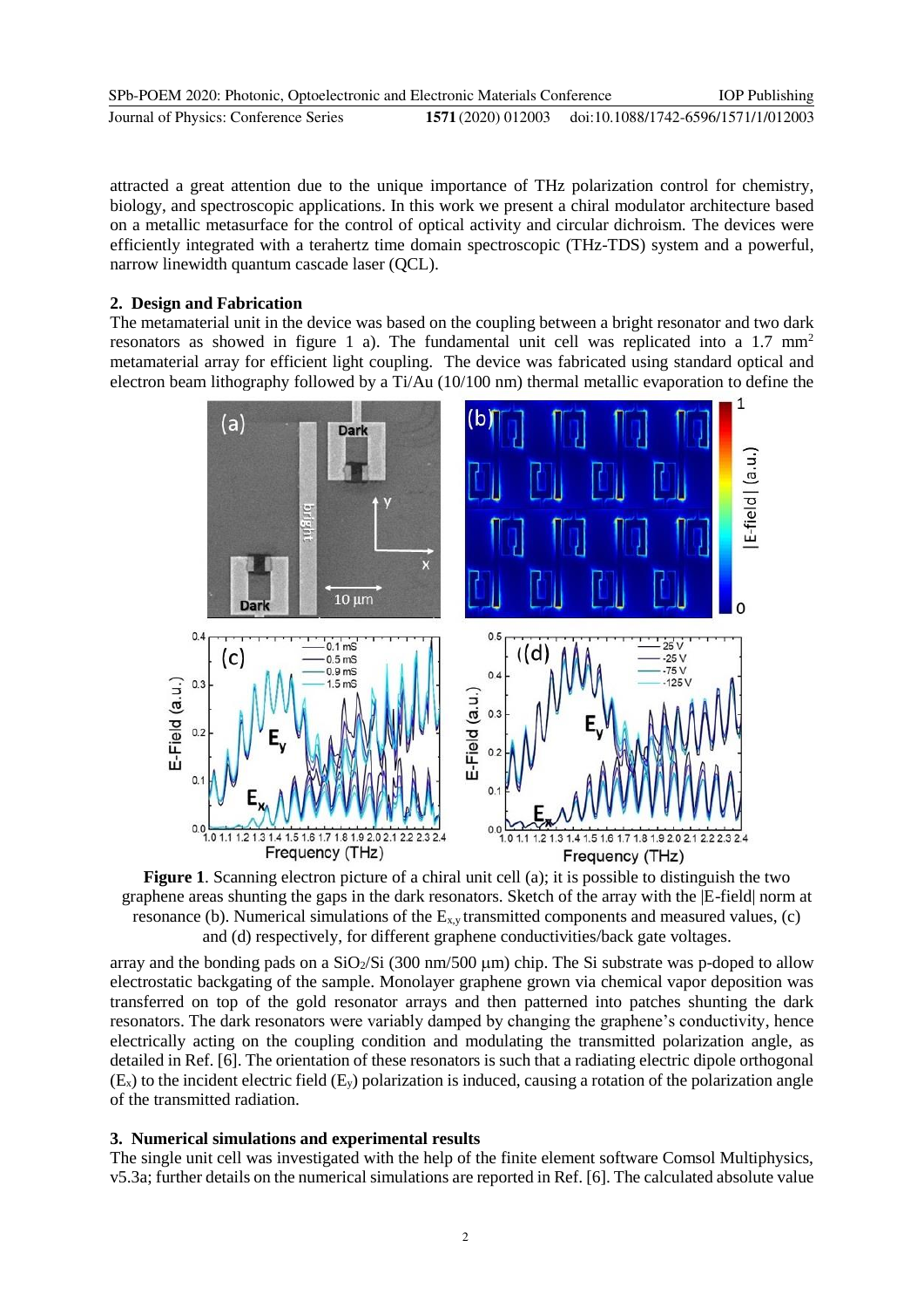attracted a great attention due to the unique importance of THz polarization control for chemistry, biology, and spectroscopic applications. In this work we present a chiral modulator architecture based on a metallic metasurface for the control of optical activity and circular dichroism. The devices were efficiently integrated with a terahertz time domain spectroscopic (THz-TDS) system and a powerful, narrow linewidth quantum cascade laser (QCL).

## 2. Design and Fabrication

The metamaterial unit in the device was based on the coupling between a bright resonator and two dark resonators as showed in figure 1 a). The fundamental unit cell was replicated into a 1.7 mm$^2$ metamaterial array for efficient light coupling. The device was fabricated using standard optical and electron beam lithography followed by a Ti/Au (10/100 nm) thermal metallic evaporation to define the array and the bonding pads on a $SiO_2$/Si (300 nm/500 μm) chip. The Si substrate was p-doped to allow electrostatic backgating of the sample. Monolayer graphene grown via chemical vapor deposition was transferred on top of the gold resonator arrays and then patterned into patches shunting the dark resonators. The dark resonators were variably damped by changing the graphene's conductivity, hence electrically acting on the coupling condition and modulating the transmitted polarization angle, as detailed in Ref. [6]. The orientation of these resonators is such that a radiating electric dipole orthogonal ($E_x$) to the incident electric field ($E_y$) polarization is induced, causing a rotation of the polarization angle of the transmitted radiation.

**Figure 1**. Scanning electron picture of a chiral unit cell (a); it is possible to distinguish the two graphene areas shunting the gaps in the dark resonators. Sketch of the array with the |E-field| norm at resonance (b). Numerical simulations of the $E_{x,y}$ transmitted components and measured values, (c) and (d) respectively, for different graphene conductivities/back gate voltages.

## 3. Numerical simulations and experimental results

The single unit cell was investigated with the help of the finite element software Comsol Multiphysics, v5.3a; further details on the numerical simulations are reported in Ref. [6]. The calculated absolute value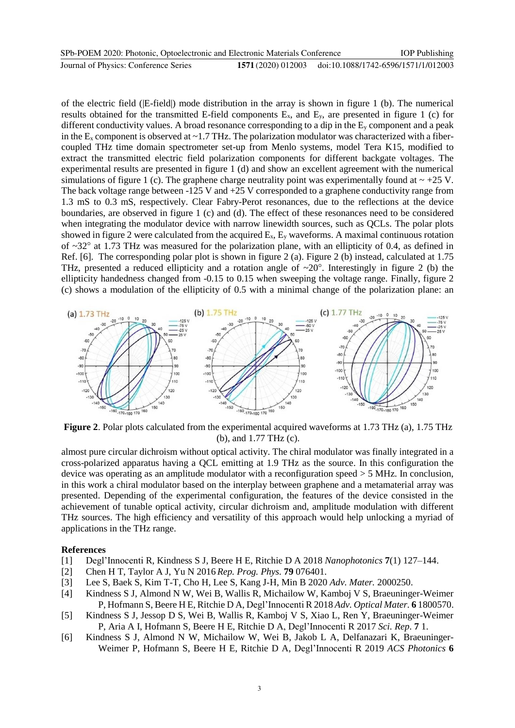of the electric field (|E-field|) mode distribution in the array is shown in figure 1 (b). The numerical results obtained for the transmitted E-field components $E_x$, and $E_y$, are presented in figure 1 (c) for different conductivity values. A broad resonance corresponding to a dip in the $E_y$ component and a peak in the $E_x$ component is observed at ~1.7 THz. The polarization modulator was characterized with a fiber-coupled THz time domain spectrometer set-up from Menlo systems, model Tera K15, modified to extract the transmitted electric field polarization components for different backgate voltages. The experimental results are presented in figure 1 (d) and show an excellent agreement with the numerical simulations of figure 1 (c). The graphene charge neutrality point was experimentally found at ~ +25 V. The back voltage range between -125 V and +25 V corresponded to a graphene conductivity range from 1.3 mS to 0.3 mS, respectively. Clear Fabry-Perot resonances, due to the reflections at the device boundaries, are observed in figure 1 (c) and (d). The effect of these resonances need to be considered when integrating the modulator device with narrow linewidth sources, such as QCLs. The polar plots showed in figure 2 were calculated from the acquired $E_x$, $E_y$ waveforms. A maximal continuous rotation of ~32° at 1.73 THz was measured for the polarization plane, with an ellipticity of 0.4, as defined in Ref. [6]. The corresponding polar plot is shown in figure 2 (a). Figure 2 (b) instead, calculated at 1.75 THz, presented a reduced ellipticity and a rotation angle of ~20°. Interestingly in figure 2 (b) the ellipticity handedness changed from -0.15 to 0.15 when sweeping the voltage range. Finally, figure 2 (c) shows a modulation of the ellipticity of 0.5 with a minimal change of the polarization plane: an

**Figure 2**. Polar plots calculated from the experimental acquired waveforms at 1.73 THz (a), 1.75 THz (b), and 1.77 THz (c).

almost pure circular dichroism without optical activity. The chiral modulator was finally integrated in a cross-polarized apparatus having a QCL emitting at 1.9 THz as the source. In this configuration the device was operating as an amplitude modulator with a reconfiguration speed > 5 MHz. In conclusion, in this work a chiral modulator based on the interplay between graphene and a metamaterial array was presented. Depending of the experimental configuration, the features of the device consisted in the achievement of tunable optical activity, circular dichroism and, amplitude modulation with different THz sources. The high efficiency and versatility of this approach would help unlocking a myriad of applications in the THz range.

## References

[1] Degl'Innocenti R, Kindness S J, Beere H E, Ritchie D A 2018 *Nanophotonics* **7**(1) 127–144.

[2] Chen H T, Taylor A J, Yu N 2016 *Rep. Prog. Phys.* **79** 076401.

[3] Lee S, Baek S, Kim T-T, Cho H, Lee S, Kang J-H, Min B 2020 *Adv. Mater.* 2000250.

[4] Kindness S J, Almond N W, Wei B, Wallis R, Michailow W, Kamboj V S, Braeuninger-Weimer P, Hofmann S, Beere H E, Ritchie D A, Degl'Innocenti R 2018 *Adv. Optical Mater.* **6** 1800570.

[5] Kindness S J, Jessop D S, Wei B, Wallis R, Kamboj V S, Xiao L, Ren Y, Braeuninger-Weimer P, Aria A I, Hofmann S, Beere H E, Ritchie D A, Degl'Innocenti R 2017 *Sci. Rep.* **7** 1.

[6] Kindness S J, Almond N W, Michailow W, Wei B, Jakob L A, Delfanazari K, Braeuninger-Weimer P, Hofmann S, Beere H E, Ritchie D A, Degl'Innocenti R 2019 *ACS Photonics* **6**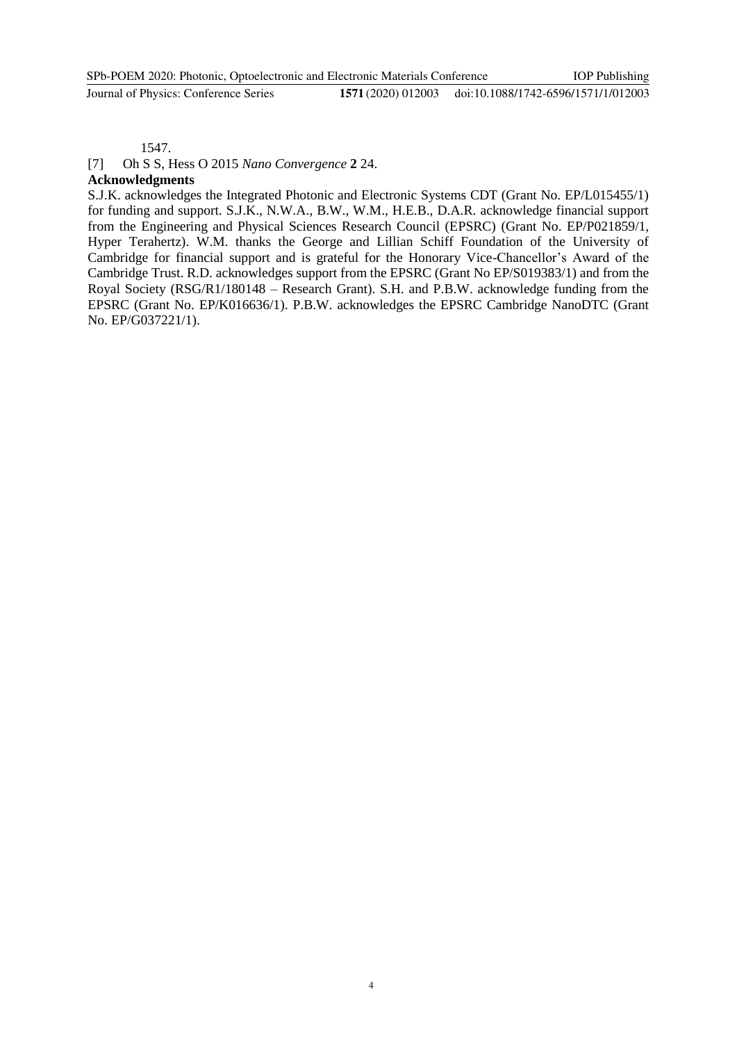1547.

[7] Oh S S, Hess O 2015 *Nano Convergence* **2** 24.

**Acknowledgments**

S.J.K. acknowledges the Integrated Photonic and Electronic Systems CDT (Grant No. EP/L015455/1) for funding and support. S.J.K., N.W.A., B.W., W.M., H.E.B., D.A.R. acknowledge financial support from the Engineering and Physical Sciences Research Council (EPSRC) (Grant No. EP/P021859/1, Hyper Terahertz). W.M. thanks the George and Lillian Schiff Foundation of the University of Cambridge for financial support and is grateful for the Honorary Vice-Chancellor's Award of the Cambridge Trust. R.D. acknowledges support from the EPSRC (Grant No EP/S019383/1) and from the Royal Society (RSG/R1/180148 – Research Grant). S.H. and P.B.W. acknowledge funding from the EPSRC (Grant No. EP/K016636/1). P.B.W. acknowledges the EPSRC Cambridge NanoDTC (Grant No. EP/G037221/1).